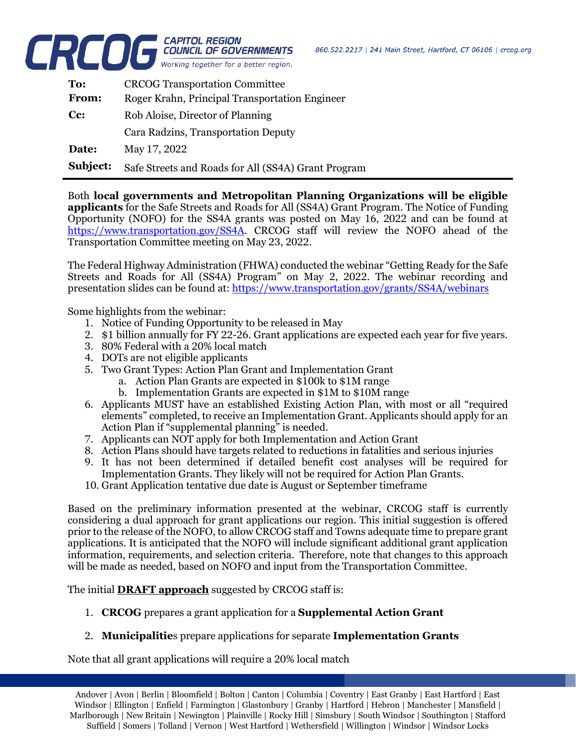**CRCOG** CAPITOL REGION COUNCIL OF GOVERNMENTS
*Working together for a better region.*

860.522.2217 | 241 Main Street, Hartford, CT 06106 | crcog.org

| | |
|---|---|
| **To:** | CRCOG Transportation Committee |
| **From:** | Roger Krahn, Principal Transportation Engineer |
| **Cc:** | Rob Aloise, Director of Planning |
| | Cara Radzins, Transportation Deputy |
| **Date:** | May 17, 2022 |
| **Subject:** | Safe Streets and Roads for All (SS4A) Grant Program |

---

Both **local governments and Metropolitan Planning Organizations will be eligible applicants** for the Safe Streets and Roads for All (SS4A) Grant Program. The Notice of Funding Opportunity (NOFO) for the SS4A grants was posted on May 16, 2022 and can be found at [https://www.transportation.gov/SS4A](https://www.transportation.gov/SS4A). CRCOG staff will review the NOFO ahead of the Transportation Committee meeting on May 23, 2022.

The Federal Highway Administration (FHWA) conducted the webinar "Getting Ready for the Safe Streets and Roads for All (SS4A) Program" on May 2, 2022. The webinar recording and presentation slides can be found at: [https://www.transportation.gov/grants/SS4A/webinars](https://www.transportation.gov/grants/SS4A/webinars)

Some highlights from the webinar:

1. Notice of Funding Opportunity to be released in May
2. $1 billion annually for FY 22-26. Grant applications are expected each year for five years.
3. 80% Federal with a 20% local match
4. DOTs are not eligible applicants
5. Two Grant Types: Action Plan Grant and Implementation Grant
   a. Action Plan Grants are expected in $100k to $1M range
   b. Implementation Grants are expected in $1M to $10M range
6. Applicants MUST have an established Existing Action Plan, with most or all "required elements" completed, to receive an Implementation Grant. Applicants should apply for an Action Plan if "supplemental planning" is needed.
7. Applicants can NOT apply for both Implementation and Action Grant
8. Action Plans should have targets related to reductions in fatalities and serious injuries
9. It has not been determined if detailed benefit cost analyses will be required for Implementation Grants. They likely will not be required for Action Plan Grants.
10. Grant Application tentative due date is August or September timeframe

Based on the preliminary information presented at the webinar, CRCOG staff is currently considering a dual approach for grant applications our region. This initial suggestion is offered prior to the release of the NOFO, to allow CRCOG staff and Towns adequate time to prepare grant applications. It is anticipated that the NOFO will include significant additional grant application information, requirements, and selection criteria. Therefore, note that changes to this approach will be made as needed, based on NOFO and input from the Transportation Committee.

The initial **<u>DRAFT approach</u>** suggested by CRCOG staff is:

1. **CRCOG** prepares a grant application for a **Supplemental Action Grant**

2. **Municipalitie**s prepare applications for separate **Implementation Grants**

Note that all grant applications will require a 20% local match

Andover | Avon | Berlin | Bloomfield | Bolton | Canton | Columbia | Coventry | East Granby | East Hartford | East Windsor | Ellington | Enfield | Farmington | Glastonbury | Granby | Hartford | Hebron | Manchester | Mansfield | Marlborough | New Britain | Newington | Plainville | Rocky Hill | Simsbury | South Windsor | Southington | Stafford Suffield | Somers | Tolland | Vernon | West Hartford | Wethersfield | Willington | Windsor | Windsor Locks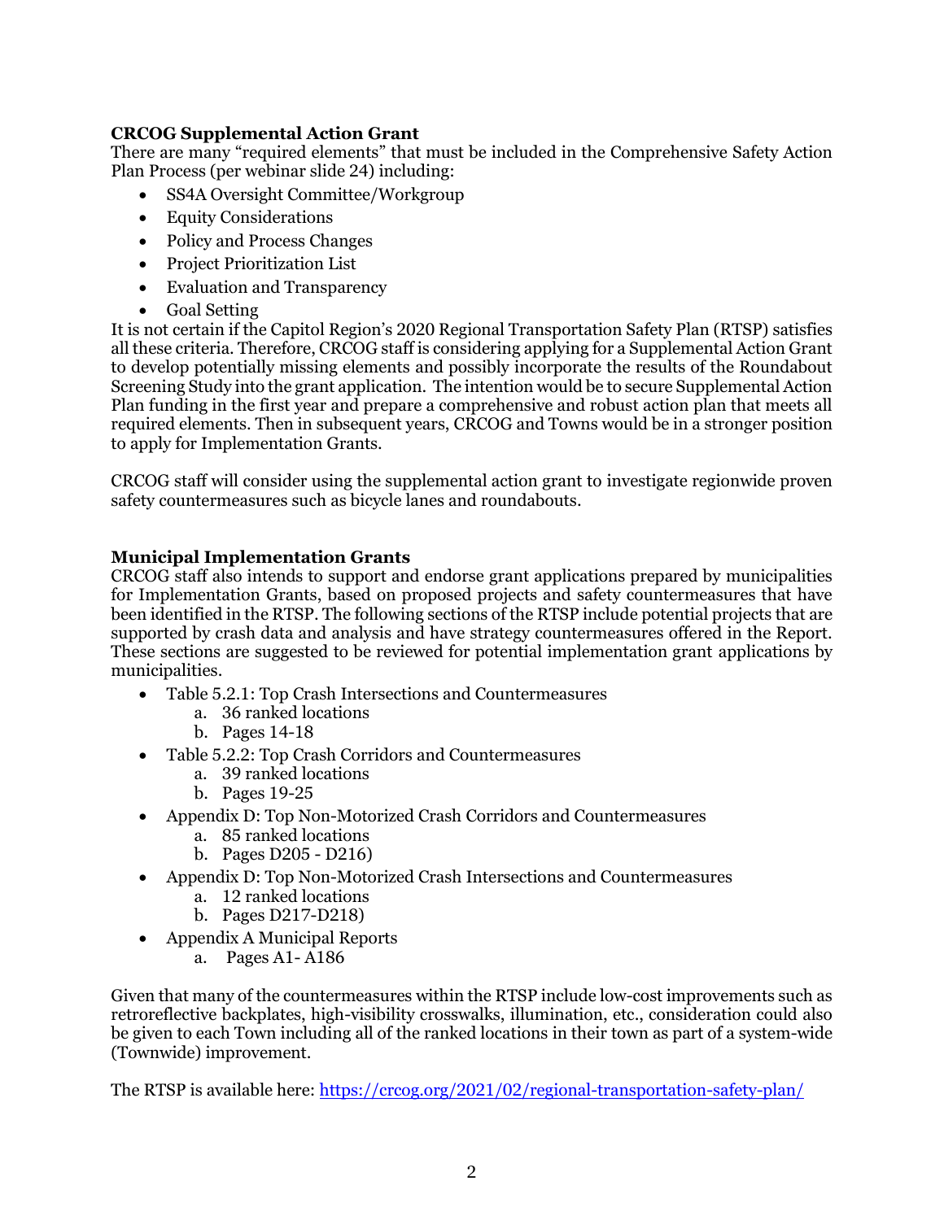**CRCOG Supplemental Action Grant**

There are many "required elements" that must be included in the Comprehensive Safety Action Plan Process (per webinar slide 24) including:

- SS4A Oversight Committee/Workgroup
- Equity Considerations
- Policy and Process Changes
- Project Prioritization List
- Evaluation and Transparency
- Goal Setting

It is not certain if the Capitol Region's 2020 Regional Transportation Safety Plan (RTSP) satisfies all these criteria. Therefore, CRCOG staff is considering applying for a Supplemental Action Grant to develop potentially missing elements and possibly incorporate the results of the Roundabout Screening Study into the grant application. The intention would be to secure Supplemental Action Plan funding in the first year and prepare a comprehensive and robust action plan that meets all required elements. Then in subsequent years, CRCOG and Towns would be in a stronger position to apply for Implementation Grants.

CRCOG staff will consider using the supplemental action grant to investigate regionwide proven safety countermeasures such as bicycle lanes and roundabouts.

**Municipal Implementation Grants**

CRCOG staff also intends to support and endorse grant applications prepared by municipalities for Implementation Grants, based on proposed projects and safety countermeasures that have been identified in the RTSP. The following sections of the RTSP include potential projects that are supported by crash data and analysis and have strategy countermeasures offered in the Report. These sections are suggested to be reviewed for potential implementation grant applications by municipalities.

- Table 5.2.1: Top Crash Intersections and Countermeasures
  a. 36 ranked locations
  b. Pages 14-18
- Table 5.2.2: Top Crash Corridors and Countermeasures
  a. 39 ranked locations
  b. Pages 19-25
- Appendix D: Top Non-Motorized Crash Corridors and Countermeasures
  a. 85 ranked locations
  b. Pages D205 - D216)
- Appendix D: Top Non-Motorized Crash Intersections and Countermeasures
  a. 12 ranked locations
  b. Pages D217-D218)
- Appendix A Municipal Reports
  a. Pages A1- A186

Given that many of the countermeasures within the RTSP include low-cost improvements such as retroreflective backplates, high-visibility crosswalks, illumination, etc., consideration could also be given to each Town including all of the ranked locations in their town as part of a system-wide (Townwide) improvement.

The RTSP is available here: https://crcog.org/2021/02/regional-transportation-safety-plan/